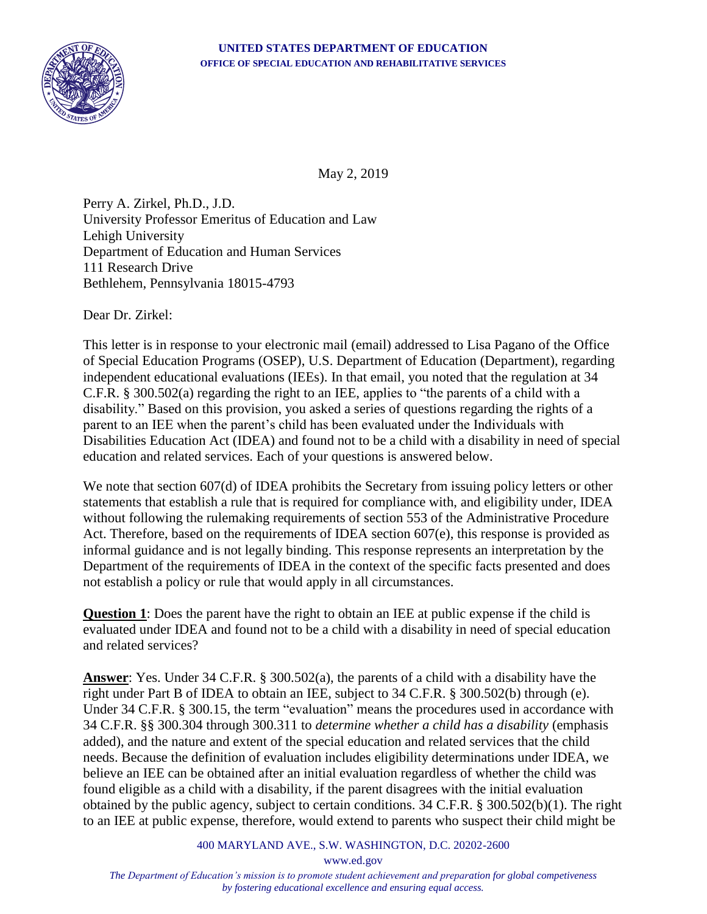**UNITED STATES DEPARTMENT OF EDUCATION**
**OFFICE OF SPECIAL EDUCATION AND REHABILITATIVE SERVICES**

May 2, 2019

Perry A. Zirkel, Ph.D., J.D.
University Professor Emeritus of Education and Law
Lehigh University
Department of Education and Human Services
111 Research Drive
Bethlehem, Pennsylvania 18015-4793

Dear Dr. Zirkel:

This letter is in response to your electronic mail (email) addressed to Lisa Pagano of the Office of Special Education Programs (OSEP), U.S. Department of Education (Department), regarding independent educational evaluations (IEEs). In that email, you noted that the regulation at 34 C.F.R. § 300.502(a) regarding the right to an IEE, applies to "the parents of a child with a disability." Based on this provision, you asked a series of questions regarding the rights of a parent to an IEE when the parent's child has been evaluated under the Individuals with Disabilities Education Act (IDEA) and found not to be a child with a disability in need of special education and related services. Each of your questions is answered below.

We note that section 607(d) of IDEA prohibits the Secretary from issuing policy letters or other statements that establish a rule that is required for compliance with, and eligibility under, IDEA without following the rulemaking requirements of section 553 of the Administrative Procedure Act. Therefore, based on the requirements of IDEA section 607(e), this response is provided as informal guidance and is not legally binding. This response represents an interpretation by the Department of the requirements of IDEA in the context of the specific facts presented and does not establish a policy or rule that would apply in all circumstances.

**<u>Question 1</u>**: Does the parent have the right to obtain an IEE at public expense if the child is evaluated under IDEA and found not to be a child with a disability in need of special education and related services?

**<u>Answer</u>**: Yes. Under 34 C.F.R. § 300.502(a), the parents of a child with a disability have the right under Part B of IDEA to obtain an IEE, subject to 34 C.F.R. § 300.502(b) through (e). Under 34 C.F.R. § 300.15, the term "evaluation" means the procedures used in accordance with 34 C.F.R. §§ 300.304 through 300.311 to *determine whether a child has a disability* (emphasis added), and the nature and extent of the special education and related services that the child needs. Because the definition of evaluation includes eligibility determinations under IDEA, we believe an IEE can be obtained after an initial evaluation regardless of whether the child was found eligible as a child with a disability, if the parent disagrees with the initial evaluation obtained by the public agency, subject to certain conditions. 34 C.F.R. § 300.502(b)(1). The right to an IEE at public expense, therefore, would extend to parents who suspect their child might be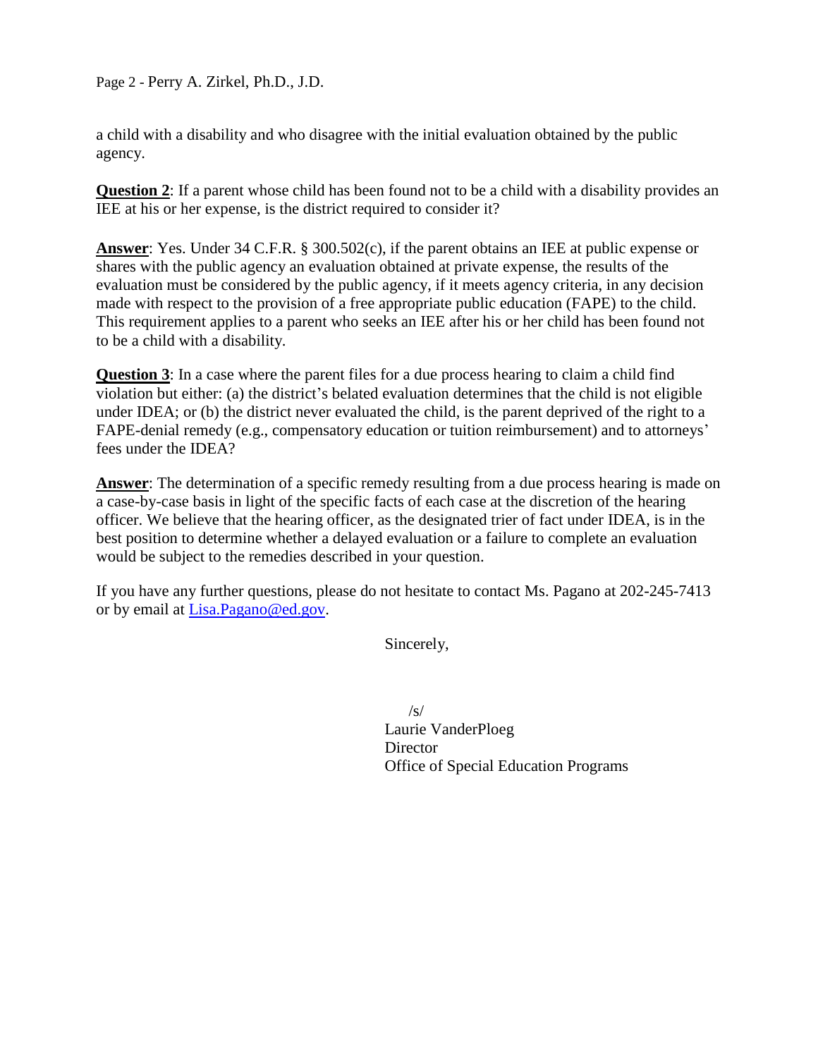a child with a disability and who disagree with the initial evaluation obtained by the public agency.

**Question 2**: If a parent whose child has been found not to be a child with a disability provides an IEE at his or her expense, is the district required to consider it?

**Answer**: Yes. Under 34 C.F.R. § 300.502(c), if the parent obtains an IEE at public expense or shares with the public agency an evaluation obtained at private expense, the results of the evaluation must be considered by the public agency, if it meets agency criteria, in any decision made with respect to the provision of a free appropriate public education (FAPE) to the child. This requirement applies to a parent who seeks an IEE after his or her child has been found not to be a child with a disability.

**Question 3**: In a case where the parent files for a due process hearing to claim a child find violation but either: (a) the district's belated evaluation determines that the child is not eligible under IDEA; or (b) the district never evaluated the child, is the parent deprived of the right to a FAPE-denial remedy (e.g., compensatory education or tuition reimbursement) and to attorneys' fees under the IDEA?

**Answer**: The determination of a specific remedy resulting from a due process hearing is made on a case-by-case basis in light of the specific facts of each case at the discretion of the hearing officer. We believe that the hearing officer, as the designated trier of fact under IDEA, is in the best position to determine whether a delayed evaluation or a failure to complete an evaluation would be subject to the remedies described in your question.

If you have any further questions, please do not hesitate to contact Ms. Pagano at 202-245-7413 or by email at Lisa.Pagano@ed.gov.

Sincerely,

/s/
Laurie VanderPloeg
Director
Office of Special Education Programs